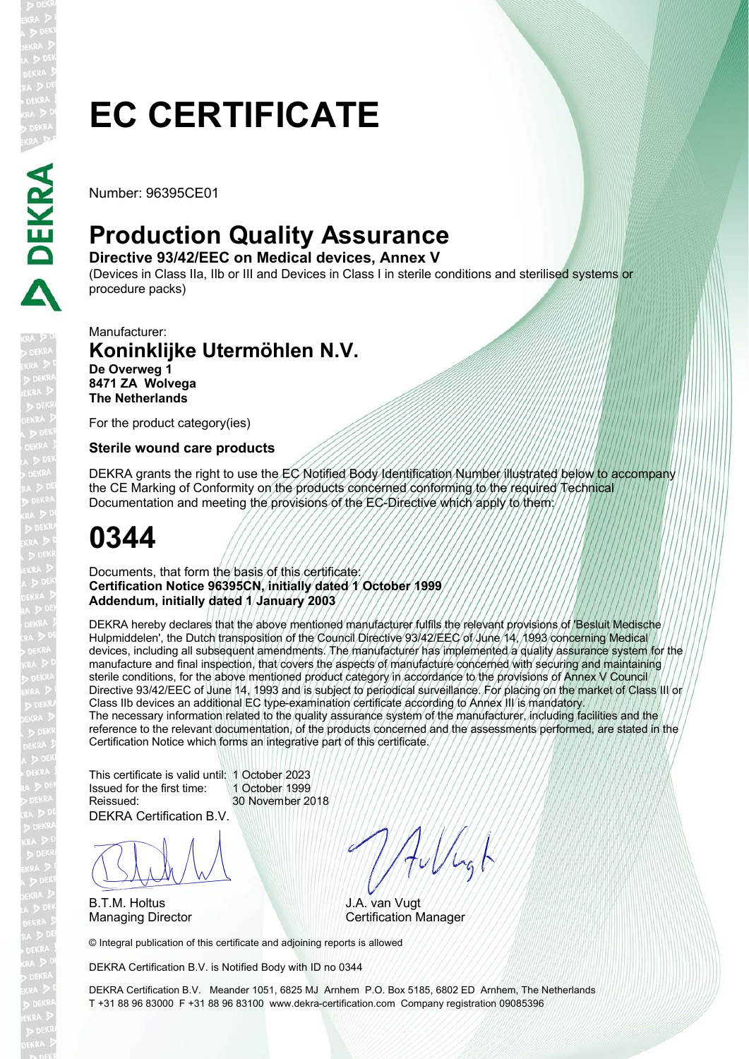# EC CERTIFICATE

Number: 96395CE01

## Production Quality Assurance

**Directive 93/42/EEC on Medical devices, Annex V**

(Devices in Class IIa, IIb or III and Devices in Class I in sterile conditions and sterilised systems or procedure packs)

Manufacturer:

### Koninklijke Utermöhlen N.V.

**De Overweg 1**
**8471 ZA Wolvega**
**The Netherlands**

For the product category(ies)

**Sterile wound care products**

DEKRA grants the right to use the EC Notified Body Identification Number illustrated below to accompany the CE Marking of Conformity on the products concerned conforming to the required Technical Documentation and meeting the provisions of the EC-Directive which apply to them:

# 0344

Documents, that form the basis of this certificate:
**Certification Notice 96395CN, initially dated 1 October 1999**
**Addendum, initially dated 1 January 2003**

DEKRA hereby declares that the above mentioned manufacturer fulfils the relevant provisions of 'Besluit Medische Hulpmiddelen', the Dutch transposition of the Council Directive 93/42/EEC of June 14, 1993 concerning Medical devices, including all subsequent amendments. The manufacturer has implemented a quality assurance system for the manufacture and final inspection, that covers the aspects of manufacture concerned with securing and maintaining sterile conditions, for the above mentioned product category in accordance to the provisions of Annex V Council Directive 93/42/EEC of June 14, 1993 and is subject to periodical surveillance. For placing on the market of Class III or Class IIb devices an additional EC type-examination certificate according to Annex III is mandatory.
The necessary information related to the quality assurance system of the manufacturer, including facilities and the reference to the relevant documentation, of the products concerned and the assessments performed, are stated in the Certification Notice which forms an integrative part of this certificate.

This certificate is valid until: 1 October 2023
Issued for the first time: 1 October 1999
Reissued: 30 November 2018
DEKRA Certification B.V.

B.T.M. Holtus
Managing Director

J.A. van Vugt
Certification Manager

© Integral publication of this certificate and adjoining reports is allowed

DEKRA Certification B.V. is Notified Body with ID no 0344

DEKRA Certification B.V. Meander 1051, 6825 MJ Arnhem P.O. Box 5185, 6802 ED Arnhem, The Netherlands
T +31 88 96 83000 F +31 88 96 83100 www.dekra-certification.com Company registration 09085396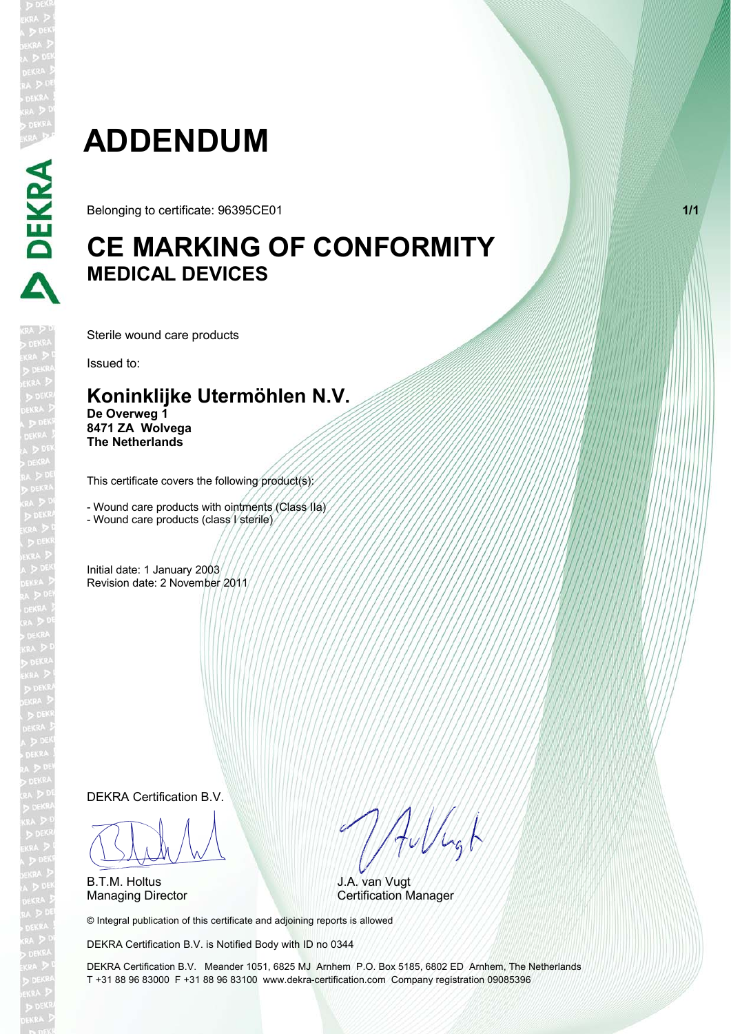# ADDENDUM

Belonging to certificate: 96395CE01

## CE MARKING OF CONFORMITY
### MEDICAL DEVICES

Sterile wound care products

Issued to:

## Koninklijke Utermöhlen N.V.
**De Overweg 1**
**8471 ZA Wolvega**
**The Netherlands**

This certificate covers the following product(s):

- Wound care products with ointments (Class IIa)
- Wound care products (class I sterile)

Initial date: 1 January 2003
Revision date: 2 November 2011

DEKRA Certification B.V.

B.T.M. Holtus
Managing Director

J.A. van Vugt
Certification Manager

© Integral publication of this certificate and adjoining reports is allowed

DEKRA Certification B.V. is Notified Body with ID no 0344

DEKRA Certification B.V. Meander 1051, 6825 MJ Arnhem P.O. Box 5185, 6802 ED Arnhem, The Netherlands
T +31 88 96 83000 F +31 88 96 83100 www.dekra-certification.com Company registration 09085396